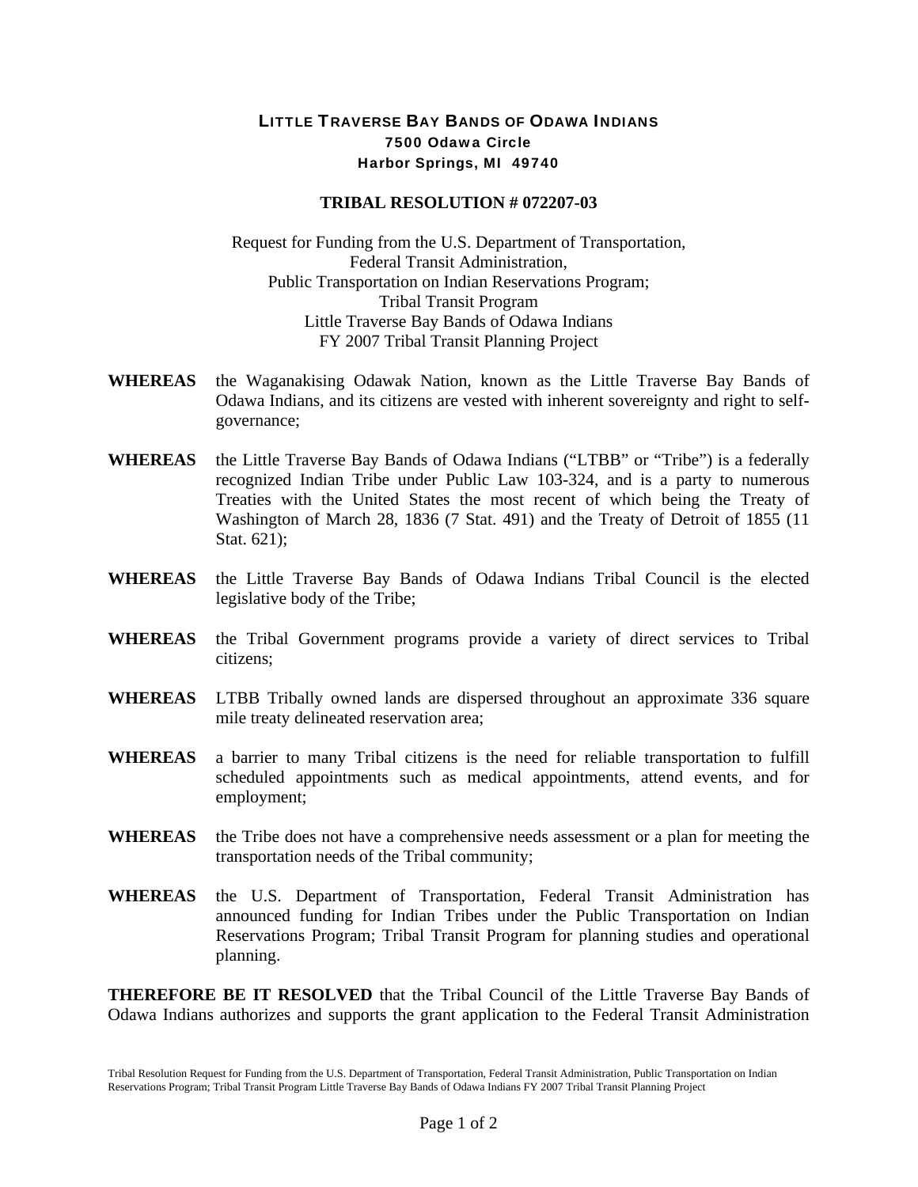# LITTLE TRAVERSE BAY BANDS OF ODAWA INDIANS

**7500 Odawa Circle**
**Harbor Springs, MI 49740**

## TRIBAL RESOLUTION # 072207-03

Request for Funding from the U.S. Department of Transportation,
Federal Transit Administration,
Public Transportation on Indian Reservations Program;
Tribal Transit Program
Little Traverse Bay Bands of Odawa Indians
FY 2007 Tribal Transit Planning Project

**WHEREAS** the Waganakising Odawak Nation, known as the Little Traverse Bay Bands of Odawa Indians, and its citizens are vested with inherent sovereignty and right to self-governance;

**WHEREAS** the Little Traverse Bay Bands of Odawa Indians ("LTBB" or "Tribe") is a federally recognized Indian Tribe under Public Law 103-324, and is a party to numerous Treaties with the United States the most recent of which being the Treaty of Washington of March 28, 1836 (7 Stat. 491) and the Treaty of Detroit of 1855 (11 Stat. 621);

**WHEREAS** the Little Traverse Bay Bands of Odawa Indians Tribal Council is the elected legislative body of the Tribe;

**WHEREAS** the Tribal Government programs provide a variety of direct services to Tribal citizens;

**WHEREAS** LTBB Tribally owned lands are dispersed throughout an approximate 336 square mile treaty delineated reservation area;

**WHEREAS** a barrier to many Tribal citizens is the need for reliable transportation to fulfill scheduled appointments such as medical appointments, attend events, and for employment;

**WHEREAS** the Tribe does not have a comprehensive needs assessment or a plan for meeting the transportation needs of the Tribal community;

**WHEREAS** the U.S. Department of Transportation, Federal Transit Administration has announced funding for Indian Tribes under the Public Transportation on Indian Reservations Program; Tribal Transit Program for planning studies and operational planning.

**THEREFORE BE IT RESOLVED** that the Tribal Council of the Little Traverse Bay Bands of Odawa Indians authorizes and supports the grant application to the Federal Transit Administration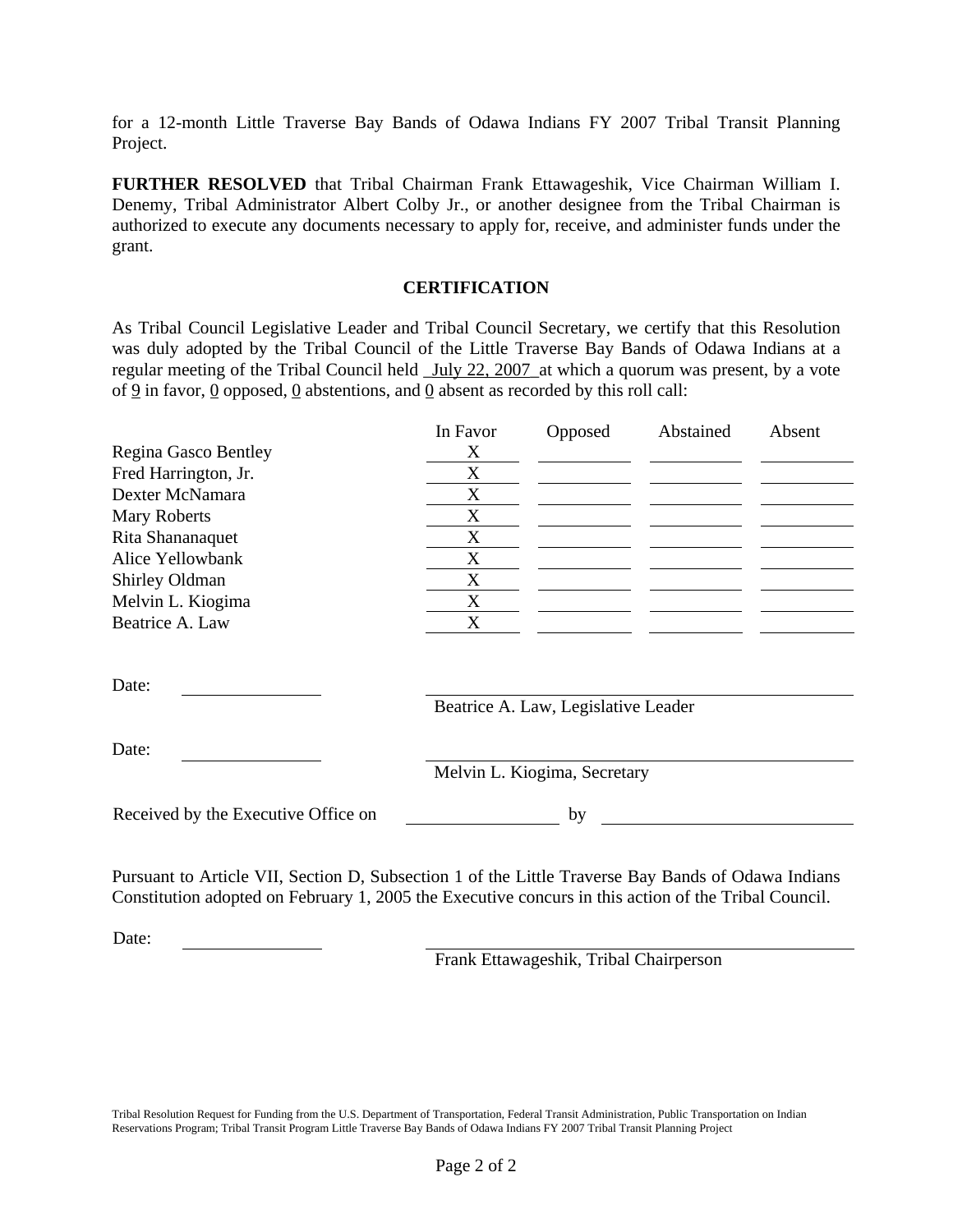for a 12-month Little Traverse Bay Bands of Odawa Indians FY 2007 Tribal Transit Planning Project.

**FURTHER RESOLVED** that Tribal Chairman Frank Ettawageshik, Vice Chairman William I. Denemy, Tribal Administrator Albert Colby Jr., or another designee from the Tribal Chairman is authorized to execute any documents necessary to apply for, receive, and administer funds under the grant.

## CERTIFICATION

As Tribal Council Legislative Leader and Tribal Council Secretary, we certify that this Resolution was duly adopted by the Tribal Council of the Little Traverse Bay Bands of Odawa Indians at a regular meeting of the Tribal Council held July 22, 2007 at which a quorum was present, by a vote of 9 in favor, 0 opposed, 0 abstentions, and 0 absent as recorded by this roll call:

| | In Favor | Opposed | Abstained | Absent |
|---|---|---|---|---|
| Regina Gasco Bentley | X | | | |
| Fred Harrington, Jr. | X | | | |
| Dexter McNamara | X | | | |
| Mary Roberts | X | | | |
| Rita Shananaquet | X | | | |
| Alice Yellowbank | X | | | |
| Shirley Oldman | X | | | |
| Melvin L. Kiogima | X | | | |
| Beatrice A. Law | X | | | |

Date: ______________ ______________________________
Beatrice A. Law, Legislative Leader

Date: ______________ ______________________________
Melvin L. Kiogima, Secretary

Received by the Executive Office on ______________ by ______________________

Pursuant to Article VII, Section D, Subsection 1 of the Little Traverse Bay Bands of Odawa Indians Constitution adopted on February 1, 2005 the Executive concurs in this action of the Tribal Council.

Date: ______________ ______________________________
Frank Ettawageshik, Tribal Chairperson

Tribal Resolution Request for Funding from the U.S. Department of Transportation, Federal Transit Administration, Public Transportation on Indian Reservations Program; Tribal Transit Program Little Traverse Bay Bands of Odawa Indians FY 2007 Tribal Transit Planning Project